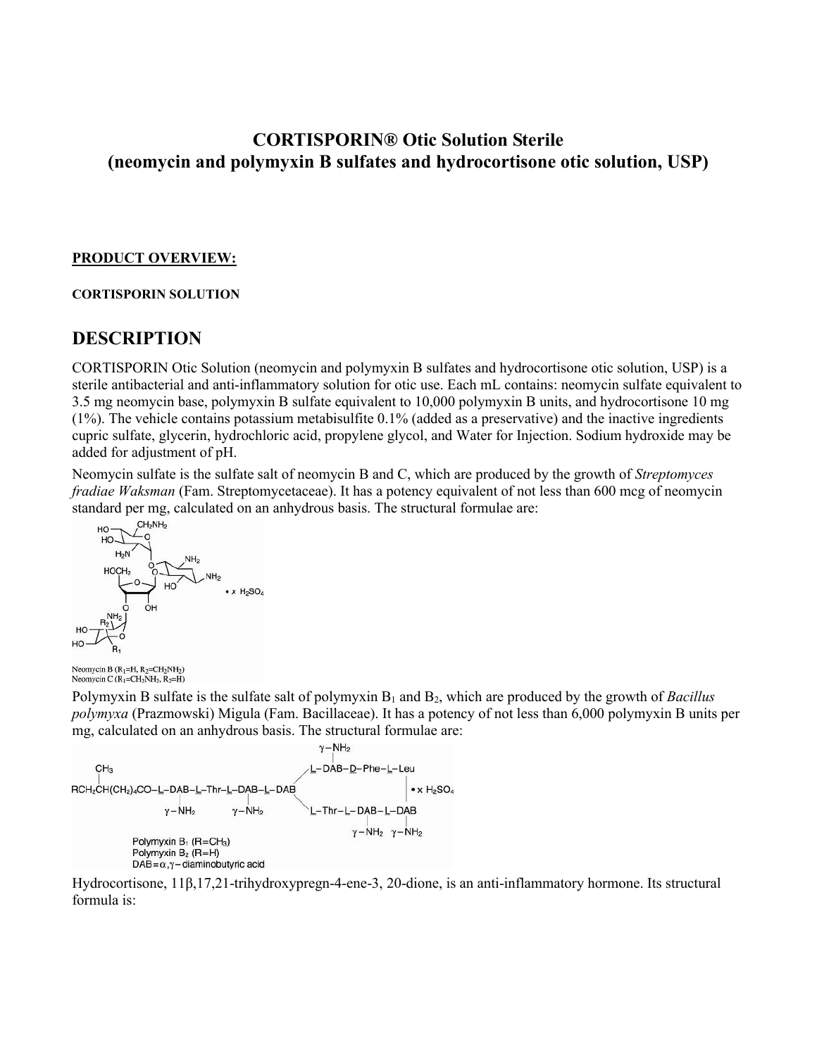# CORTISPORIN® Otic Solution Sterile
# (neomycin and polymyxin B sulfates and hydrocortisone otic solution, USP)

**PRODUCT OVERVIEW:**

**CORTISPORIN SOLUTION**

## DESCRIPTION

CORTISPORIN Otic Solution (neomycin and polymyxin B sulfates and hydrocortisone otic solution, USP) is a sterile antibacterial and anti-inflammatory solution for otic use. Each mL contains: neomycin sulfate equivalent to 3.5 mg neomycin base, polymyxin B sulfate equivalent to 10,000 polymyxin B units, and hydrocortisone 10 mg (1%). The vehicle contains potassium metabisulfite 0.1% (added as a preservative) and the inactive ingredients cupric sulfate, glycerin, hydrochloric acid, propylene glycol, and Water for Injection. Sodium hydroxide may be added for adjustment of pH.

Neomycin sulfate is the sulfate salt of neomycin B and C, which are produced by the growth of *Streptomyces fradiae Waksman* (Fam. Streptomycetaceae). It has a potency equivalent of not less than 600 mcg of neomycin standard per mg, calculated on an anhydrous basis. The structural formulae are:

Neomycin B ($R_1$=H, $R_2$=$CH_2NH_2$)
Neomycin C ($R_1$=$CH_2NH_2$, $R_2$=H)

Polymyxin B sulfate is the sulfate salt of polymyxin $B_1$ and $B_2$, which are produced by the growth of *Bacillus polymyxa* (Prazmowski) Migula (Fam. Bacillaceae). It has a potency of not less than 6,000 polymyxin B units per mg, calculated on an anhydrous basis. The structural formulae are:

Polymyxin $B_1$ (R=$CH_3$)
Polymyxin $B_2$ (R=H)
DAB=$\alpha,\gamma$-diaminobutyric acid

Hydrocortisone, 11β,17,21-trihydroxypregn-4-ene-3, 20-dione, is an anti-inflammatory hormone. Its structural formula is: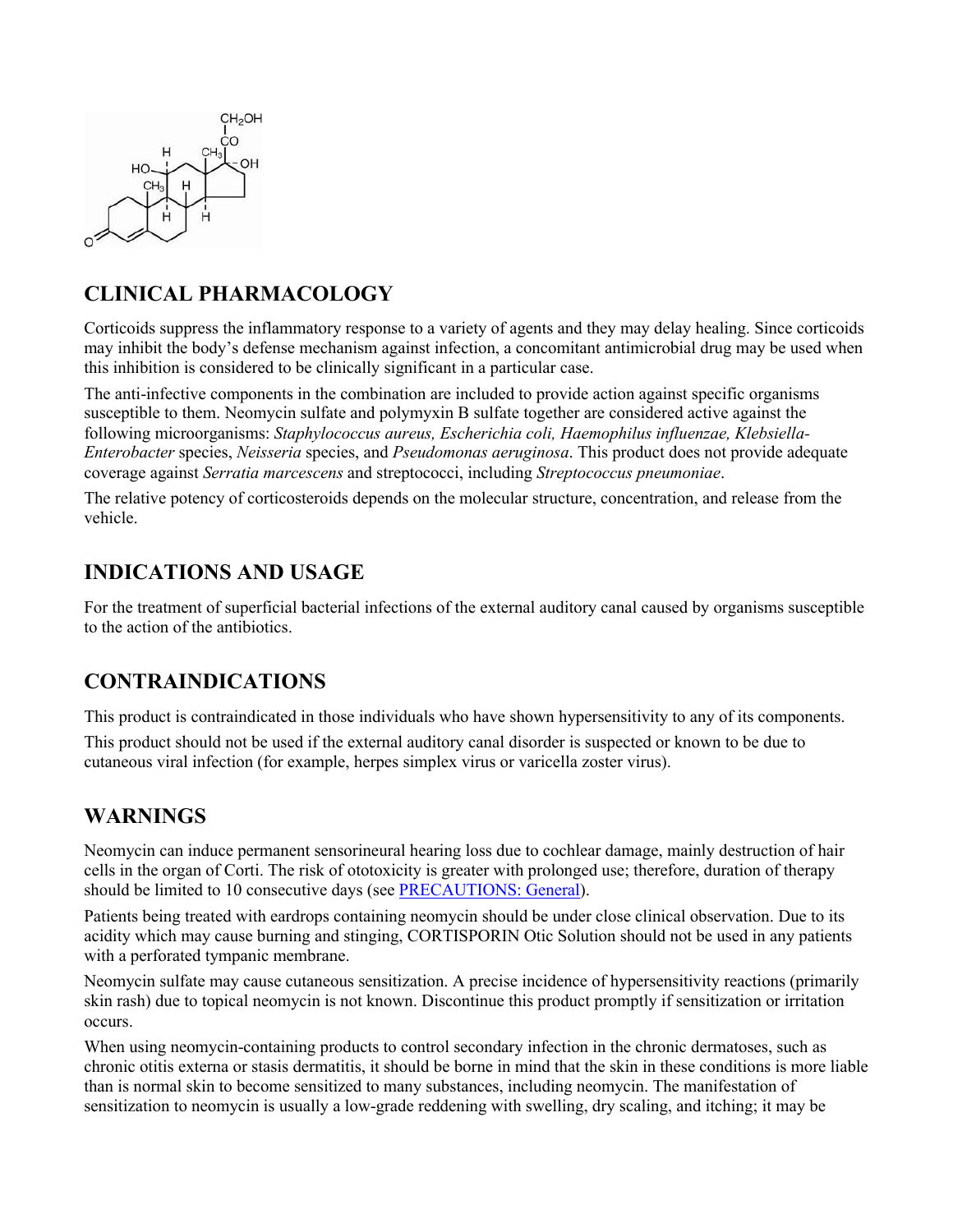## CLINICAL PHARMACOLOGY

Corticoids suppress the inflammatory response to a variety of agents and they may delay healing. Since corticoids may inhibit the body's defense mechanism against infection, a concomitant antimicrobial drug may be used when this inhibition is considered to be clinically significant in a particular case.

The anti-infective components in the combination are included to provide action against specific organisms susceptible to them. Neomycin sulfate and polymyxin B sulfate together are considered active against the following microorganisms: *Staphylococcus aureus, Escherichia coli, Haemophilus influenzae, Klebsiella-Enterobacter* species, *Neisseria* species, and *Pseudomonas aeruginosa*. This product does not provide adequate coverage against *Serratia marcescens* and streptococci, including *Streptococcus pneumoniae*.

The relative potency of corticosteroids depends on the molecular structure, concentration, and release from the vehicle.

## INDICATIONS AND USAGE

For the treatment of superficial bacterial infections of the external auditory canal caused by organisms susceptible to the action of the antibiotics.

## CONTRAINDICATIONS

This product is contraindicated in those individuals who have shown hypersensitivity to any of its components.

This product should not be used if the external auditory canal disorder is suspected or known to be due to cutaneous viral infection (for example, herpes simplex virus or varicella zoster virus).

## WARNINGS

Neomycin can induce permanent sensorineural hearing loss due to cochlear damage, mainly destruction of hair cells in the organ of Corti. The risk of ototoxicity is greater with prolonged use; therefore, duration of therapy should be limited to 10 consecutive days (see PRECAUTIONS: General).

Patients being treated with eardrops containing neomycin should be under close clinical observation. Due to its acidity which may cause burning and stinging, CORTISPORIN Otic Solution should not be used in any patients with a perforated tympanic membrane.

Neomycin sulfate may cause cutaneous sensitization. A precise incidence of hypersensitivity reactions (primarily skin rash) due to topical neomycin is not known. Discontinue this product promptly if sensitization or irritation occurs.

When using neomycin-containing products to control secondary infection in the chronic dermatoses, such as chronic otitis externa or stasis dermatitis, it should be borne in mind that the skin in these conditions is more liable than is normal skin to become sensitized to many substances, including neomycin. The manifestation of sensitization to neomycin is usually a low-grade reddening with swelling, dry scaling, and itching; it may be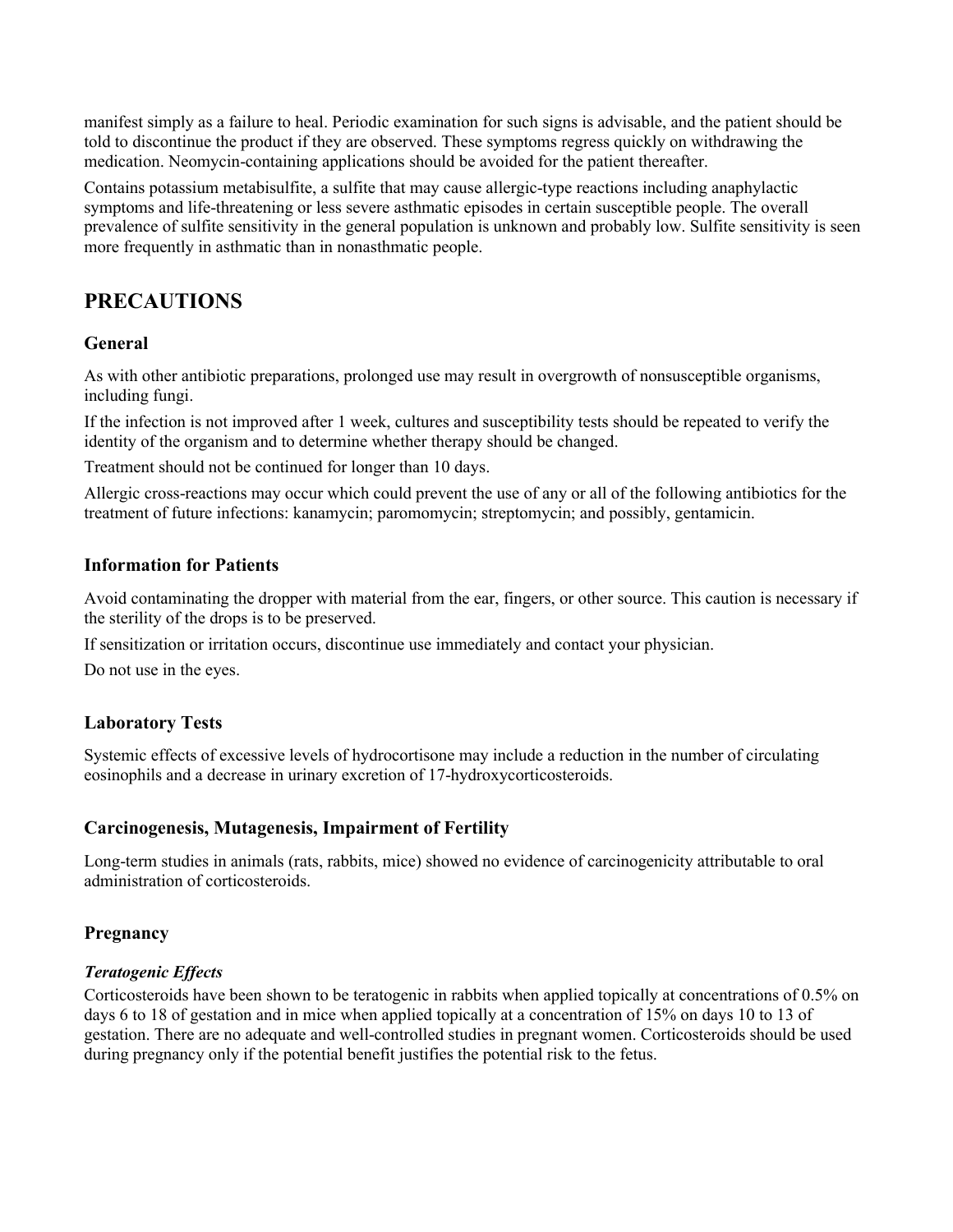manifest simply as a failure to heal. Periodic examination for such signs is advisable, and the patient should be told to discontinue the product if they are observed. These symptoms regress quickly on withdrawing the medication. Neomycin-containing applications should be avoided for the patient thereafter.

Contains potassium metabisulfite, a sulfite that may cause allergic-type reactions including anaphylactic symptoms and life-threatening or less severe asthmatic episodes in certain susceptible people. The overall prevalence of sulfite sensitivity in the general population is unknown and probably low. Sulfite sensitivity is seen more frequently in asthmatic than in nonasthmatic people.

## PRECAUTIONS

### General

As with other antibiotic preparations, prolonged use may result in overgrowth of nonsusceptible organisms, including fungi.

If the infection is not improved after 1 week, cultures and susceptibility tests should be repeated to verify the identity of the organism and to determine whether therapy should be changed.

Treatment should not be continued for longer than 10 days.

Allergic cross-reactions may occur which could prevent the use of any or all of the following antibiotics for the treatment of future infections: kanamycin; paromomycin; streptomycin; and possibly, gentamicin.

### Information for Patients

Avoid contaminating the dropper with material from the ear, fingers, or other source. This caution is necessary if the sterility of the drops is to be preserved.

If sensitization or irritation occurs, discontinue use immediately and contact your physician.

Do not use in the eyes.

### Laboratory Tests

Systemic effects of excessive levels of hydrocortisone may include a reduction in the number of circulating eosinophils and a decrease in urinary excretion of 17-hydroxycorticosteroids.

### Carcinogenesis, Mutagenesis, Impairment of Fertility

Long-term studies in animals (rats, rabbits, mice) showed no evidence of carcinogenicity attributable to oral administration of corticosteroids.

### Pregnancy

***Teratogenic Effects***

Corticosteroids have been shown to be teratogenic in rabbits when applied topically at concentrations of 0.5% on days 6 to 18 of gestation and in mice when applied topically at a concentration of 15% on days 10 to 13 of gestation. There are no adequate and well-controlled studies in pregnant women. Corticosteroids should be used during pregnancy only if the potential benefit justifies the potential risk to the fetus.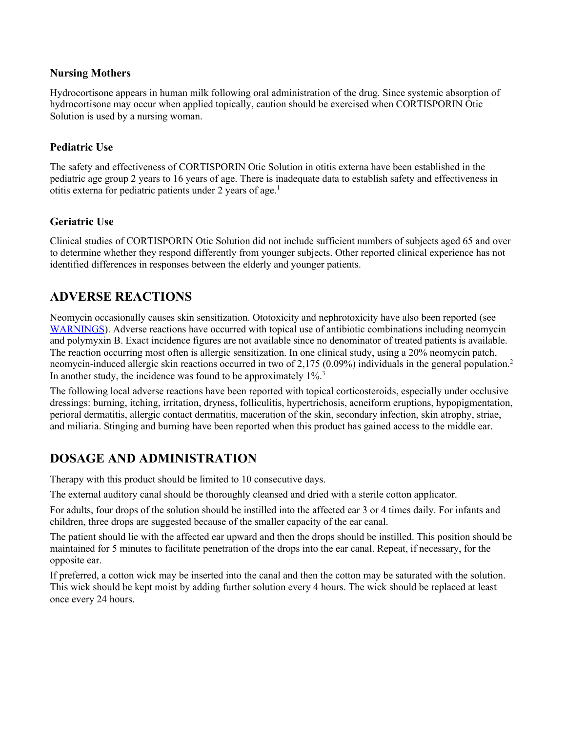### Nursing Mothers

Hydrocortisone appears in human milk following oral administration of the drug. Since systemic absorption of hydrocortisone may occur when applied topically, caution should be exercised when CORTISPORIN Otic Solution is used by a nursing woman.

### Pediatric Use

The safety and effectiveness of CORTISPORIN Otic Solution in otitis externa have been established in the pediatric age group 2 years to 16 years of age. There is inadequate data to establish safety and effectiveness in otitis externa for pediatric patients under 2 years of age.[1]

### Geriatric Use

Clinical studies of CORTISPORIN Otic Solution did not include sufficient numbers of subjects aged 65 and over to determine whether they respond differently from younger subjects. Other reported clinical experience has not identified differences in responses between the elderly and younger patients.

## ADVERSE REACTIONS

Neomycin occasionally causes skin sensitization. Ototoxicity and nephrotoxicity have also been reported (see WARNINGS). Adverse reactions have occurred with topical use of antibiotic combinations including neomycin and polymyxin B. Exact incidence figures are not available since no denominator of treated patients is available. The reaction occurring most often is allergic sensitization. In one clinical study, using a 20% neomycin patch, neomycin-induced allergic skin reactions occurred in two of 2,175 (0.09%) individuals in the general population.[2] In another study, the incidence was found to be approximately 1%.[3]

The following local adverse reactions have been reported with topical corticosteroids, especially under occlusive dressings: burning, itching, irritation, dryness, folliculitis, hypertrichosis, acneiform eruptions, hypopigmentation, perioral dermatitis, allergic contact dermatitis, maceration of the skin, secondary infection, skin atrophy, striae, and miliaria. Stinging and burning have been reported when this product has gained access to the middle ear.

## DOSAGE AND ADMINISTRATION

Therapy with this product should be limited to 10 consecutive days.

The external auditory canal should be thoroughly cleansed and dried with a sterile cotton applicator.

For adults, four drops of the solution should be instilled into the affected ear 3 or 4 times daily. For infants and children, three drops are suggested because of the smaller capacity of the ear canal.

The patient should lie with the affected ear upward and then the drops should be instilled. This position should be maintained for 5 minutes to facilitate penetration of the drops into the ear canal. Repeat, if necessary, for the opposite ear.

If preferred, a cotton wick may be inserted into the canal and then the cotton may be saturated with the solution. This wick should be kept moist by adding further solution every 4 hours. The wick should be replaced at least once every 24 hours.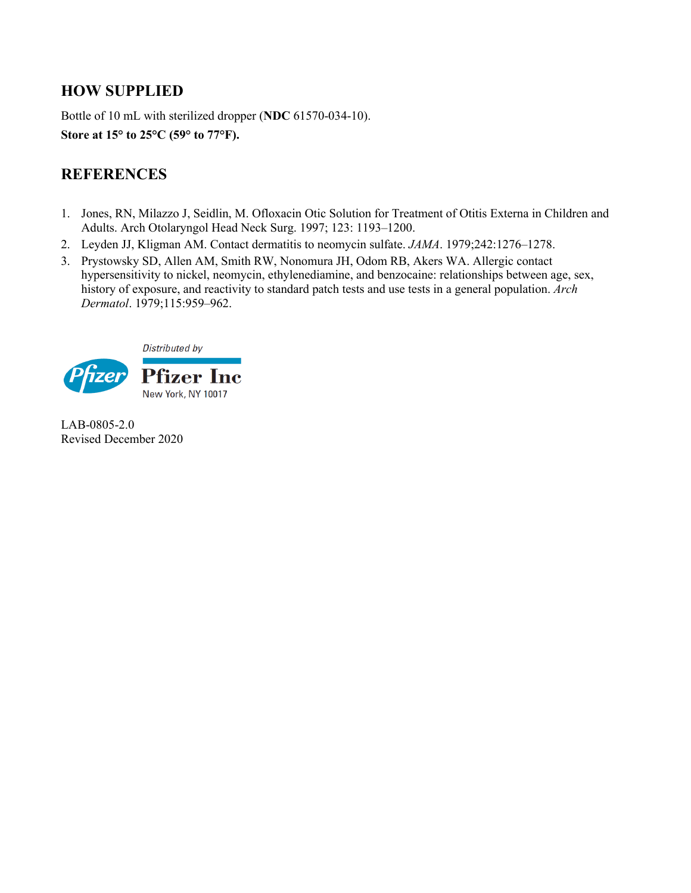## HOW SUPPLIED

Bottle of 10 mL with sterilized dropper (**NDC** 61570-034-10).

**Store at 15° to 25°C (59° to 77°F).**

## REFERENCES

1. Jones, RN, Milazzo J, Seidlin, M. Ofloxacin Otic Solution for Treatment of Otitis Externa in Children and Adults. Arch Otolaryngol Head Neck Surg. 1997; 123: 1193–1200.
2. Leyden JJ, Kligman AM. Contact dermatitis to neomycin sulfate. *JAMA*. 1979;242:1276–1278.
3. Prystowsky SD, Allen AM, Smith RW, Nonomura JH, Odom RB, Akers WA. Allergic contact hypersensitivity to nickel, neomycin, ethylenediamine, and benzocaine: relationships between age, sex, history of exposure, and reactivity to standard patch tests and use tests in a general population. *Arch Dermatol*. 1979;115:959–962.

Distributed by

Pfizer Inc
New York, NY 10017

LAB-0805-2.0
Revised December 2020